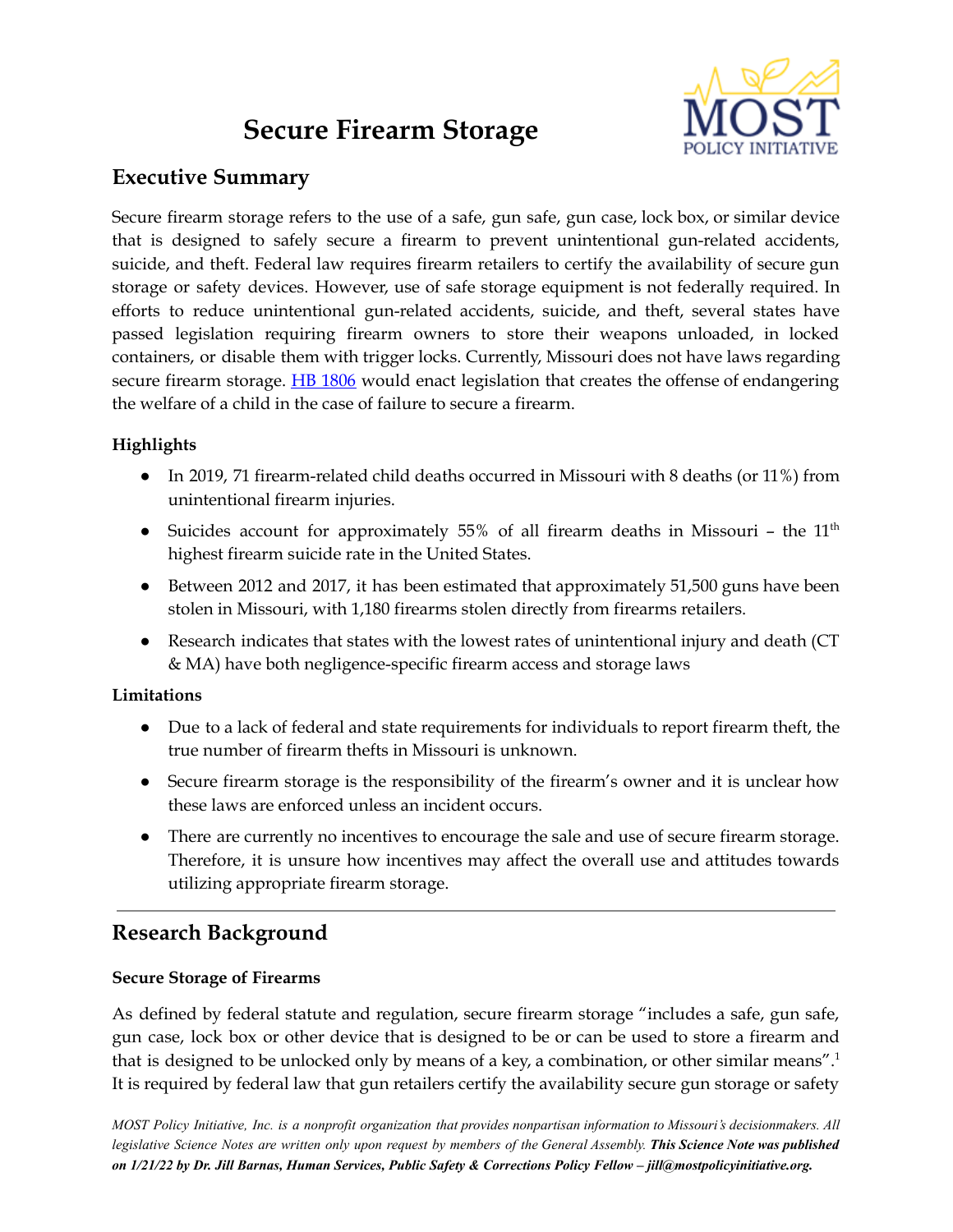# Secure Firearm Storage

MOST POLICY INITIATIVE

## Executive Summary

Secure firearm storage refers to the use of a safe, gun safe, gun case, lock box, or similar device that is designed to safely secure a firearm to prevent unintentional gun-related accidents, suicide, and theft. Federal law requires firearm retailers to certify the availability of secure gun storage or safety devices. However, use of safe storage equipment is not federally required. In efforts to reduce unintentional gun-related accidents, suicide, and theft, several states have passed legislation requiring firearm owners to store their weapons unloaded, in locked containers, or disable them with trigger locks. Currently, Missouri does not have laws regarding secure firearm storage. HB 1806 would enact legislation that creates the offense of endangering the welfare of a child in the case of failure to secure a firearm.

### Highlights

- In 2019, 71 firearm-related child deaths occurred in Missouri with 8 deaths (or 11%) from unintentional firearm injuries.
- Suicides account for approximately 55% of all firearm deaths in Missouri – the 11th highest firearm suicide rate in the United States.
- Between 2012 and 2017, it has been estimated that approximately 51,500 guns have been stolen in Missouri, with 1,180 firearms stolen directly from firearms retailers.
- Research indicates that states with the lowest rates of unintentional injury and death (CT & MA) have both negligence-specific firearm access and storage laws

### Limitations

- Due to a lack of federal and state requirements for individuals to report firearm theft, the true number of firearm thefts in Missouri is unknown.
- Secure firearm storage is the responsibility of the firearm's owner and it is unclear how these laws are enforced unless an incident occurs.
- There are currently no incentives to encourage the sale and use of secure firearm storage. Therefore, it is unsure how incentives may affect the overall use and attitudes towards utilizing appropriate firearm storage.

---

## Research Background

### Secure Storage of Firearms

As defined by federal statute and regulation, secure firearm storage "includes a safe, gun safe, gun case, lock box or other device that is designed to be or can be used to store a firearm and that is designed to be unlocked only by means of a key, a combination, or other similar means".[1] It is required by federal law that gun retailers certify the availability secure gun storage or safety

*MOST Policy Initiative, Inc. is a nonprofit organization that provides nonpartisan information to Missouri's decisionmakers. All legislative Science Notes are written only upon request by members of the General Assembly.* ***This Science Note was published on 1/21/22 by Dr. Jill Barnas, Human Services, Public Safety & Corrections Policy Fellow – jill@mostpolicyinitiative.org.***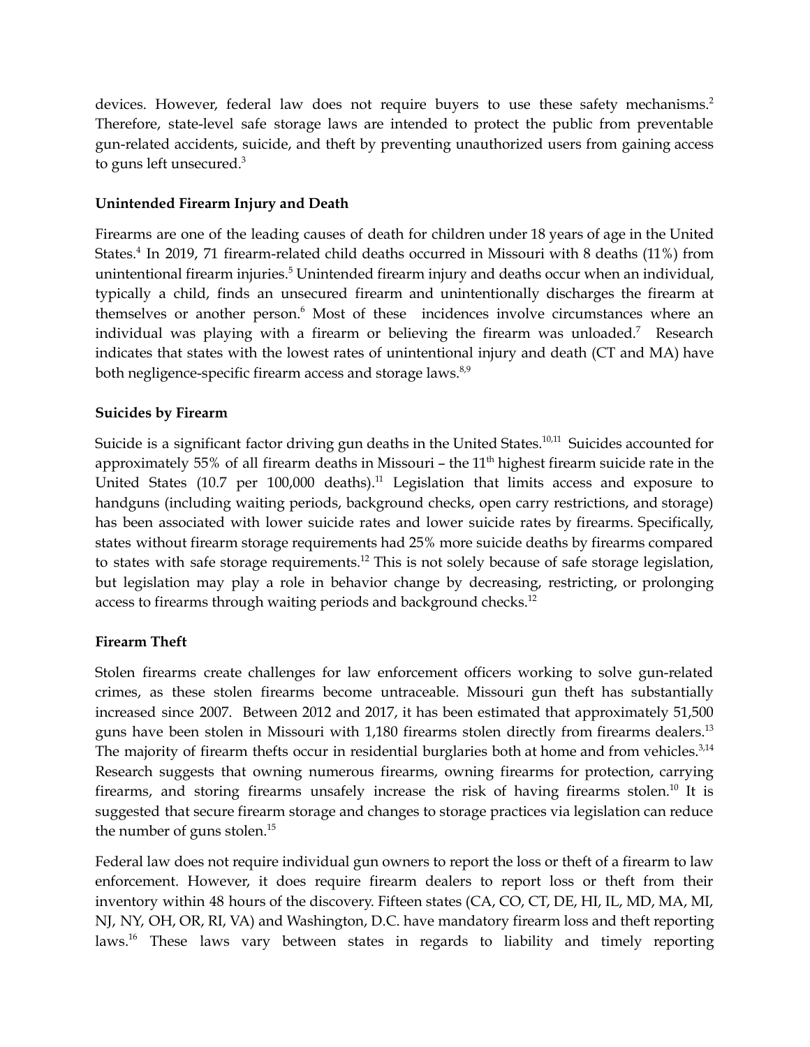devices. However, federal law does not require buyers to use these safety mechanisms.[2] Therefore, state-level safe storage laws are intended to protect the public from preventable gun-related accidents, suicide, and theft by preventing unauthorized users from gaining access to guns left unsecured.[3]

**Unintended Firearm Injury and Death**

Firearms are one of the leading causes of death for children under 18 years of age in the United States.[4] In 2019, 71 firearm-related child deaths occurred in Missouri with 8 deaths (11%) from unintentional firearm injuries.[5] Unintended firearm injury and deaths occur when an individual, typically a child, finds an unsecured firearm and unintentionally discharges the firearm at themselves or another person.[6] Most of these incidences involve circumstances where an individual was playing with a firearm or believing the firearm was unloaded.[7] Research indicates that states with the lowest rates of unintentional injury and death (CT and MA) have both negligence-specific firearm access and storage laws.[8,9]

**Suicides by Firearm**

Suicide is a significant factor driving gun deaths in the United States.[10,11] Suicides accounted for approximately 55% of all firearm deaths in Missouri – the 11th highest firearm suicide rate in the United States (10.7 per 100,000 deaths).[11] Legislation that limits access and exposure to handguns (including waiting periods, background checks, open carry restrictions, and storage) has been associated with lower suicide rates and lower suicide rates by firearms. Specifically, states without firearm storage requirements had 25% more suicide deaths by firearms compared to states with safe storage requirements.[12] This is not solely because of safe storage legislation, but legislation may play a role in behavior change by decreasing, restricting, or prolonging access to firearms through waiting periods and background checks.[12]

**Firearm Theft**

Stolen firearms create challenges for law enforcement officers working to solve gun-related crimes, as these stolen firearms become untraceable. Missouri gun theft has substantially increased since 2007. Between 2012 and 2017, it has been estimated that approximately 51,500 guns have been stolen in Missouri with 1,180 firearms stolen directly from firearms dealers.[13] The majority of firearm thefts occur in residential burglaries both at home and from vehicles.[3,14] Research suggests that owning numerous firearms, owning firearms for protection, carrying firearms, and storing firearms unsafely increase the risk of having firearms stolen.[10] It is suggested that secure firearm storage and changes to storage practices via legislation can reduce the number of guns stolen.[15]

Federal law does not require individual gun owners to report the loss or theft of a firearm to law enforcement. However, it does require firearm dealers to report loss or theft from their inventory within 48 hours of the discovery. Fifteen states (CA, CO, CT, DE, HI, IL, MD, MA, MI, NJ, NY, OH, OR, RI, VA) and Washington, D.C. have mandatory firearm loss and theft reporting laws.[16] These laws vary between states in regards to liability and timely reporting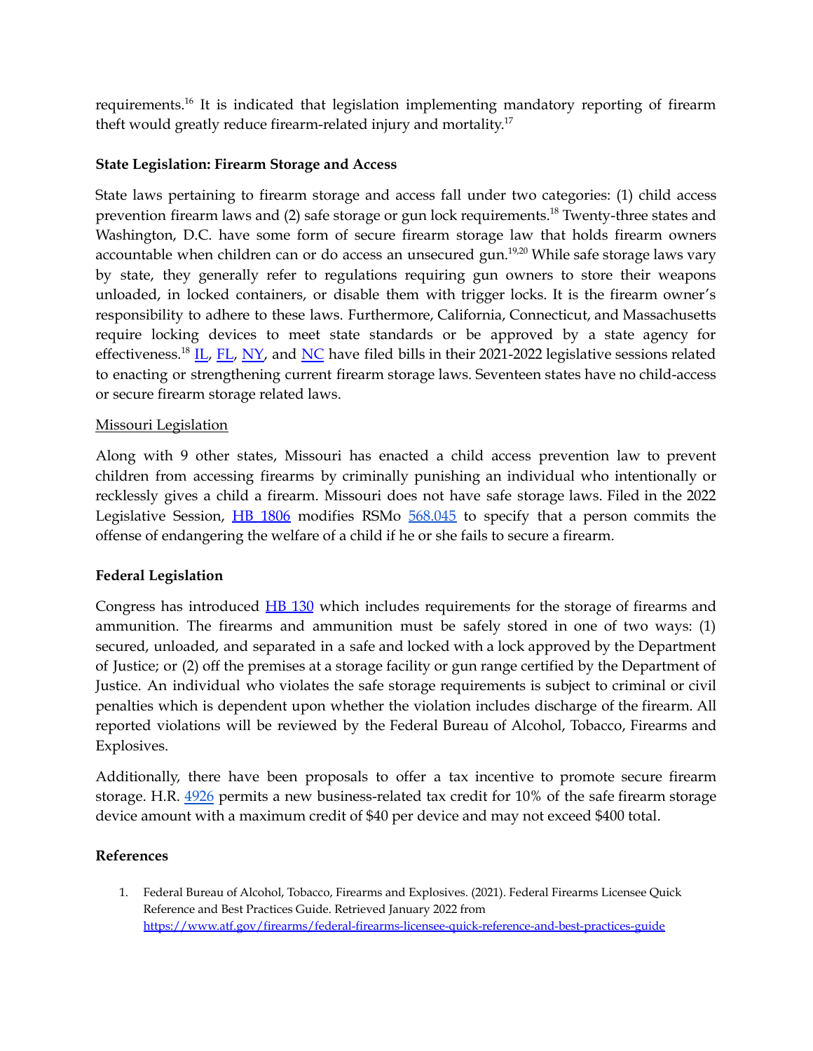requirements.[16] It is indicated that legislation implementing mandatory reporting of firearm theft would greatly reduce firearm-related injury and mortality.[17]

**State Legislation: Firearm Storage and Access**

State laws pertaining to firearm storage and access fall under two categories: (1) child access prevention firearm laws and (2) safe storage or gun lock requirements.[18] Twenty-three states and Washington, D.C. have some form of secure firearm storage law that holds firearm owners accountable when children can or do access an unsecured gun.[19,20] While safe storage laws vary by state, they generally refer to regulations requiring gun owners to store their weapons unloaded, in locked containers, or disable them with trigger locks. It is the firearm owner's responsibility to adhere to these laws. Furthermore, California, Connecticut, and Massachusetts require locking devices to meet state standards or be approved by a state agency for effectiveness.[18] IL, FL, NY, and NC have filed bills in their 2021-2022 legislative sessions related to enacting or strengthening current firearm storage laws. Seventeen states have no child-access or secure firearm storage related laws.

Missouri Legislation

Along with 9 other states, Missouri has enacted a child access prevention law to prevent children from accessing firearms by criminally punishing an individual who intentionally or recklessly gives a child a firearm. Missouri does not have safe storage laws. Filed in the 2022 Legislative Session, HB 1806 modifies RSMo 568.045 to specify that a person commits the offense of endangering the welfare of a child if he or she fails to secure a firearm.

**Federal Legislation**

Congress has introduced HB 130 which includes requirements for the storage of firearms and ammunition. The firearms and ammunition must be safely stored in one of two ways: (1) secured, unloaded, and separated in a safe and locked with a lock approved by the Department of Justice; or (2) off the premises at a storage facility or gun range certified by the Department of Justice. An individual who violates the safe storage requirements is subject to criminal or civil penalties which is dependent upon whether the violation includes discharge of the firearm. All reported violations will be reviewed by the Federal Bureau of Alcohol, Tobacco, Firearms and Explosives.

Additionally, there have been proposals to offer a tax incentive to promote secure firearm storage. H.R. 4926 permits a new business-related tax credit for 10% of the safe firearm storage device amount with a maximum credit of $40 per device and may not exceed $400 total.

**References**

1. Federal Bureau of Alcohol, Tobacco, Firearms and Explosives. (2021). Federal Firearms Licensee Quick Reference and Best Practices Guide. Retrieved January 2022 from https://www.atf.gov/firearms/federal-firearms-licensee-quick-reference-and-best-practices-guide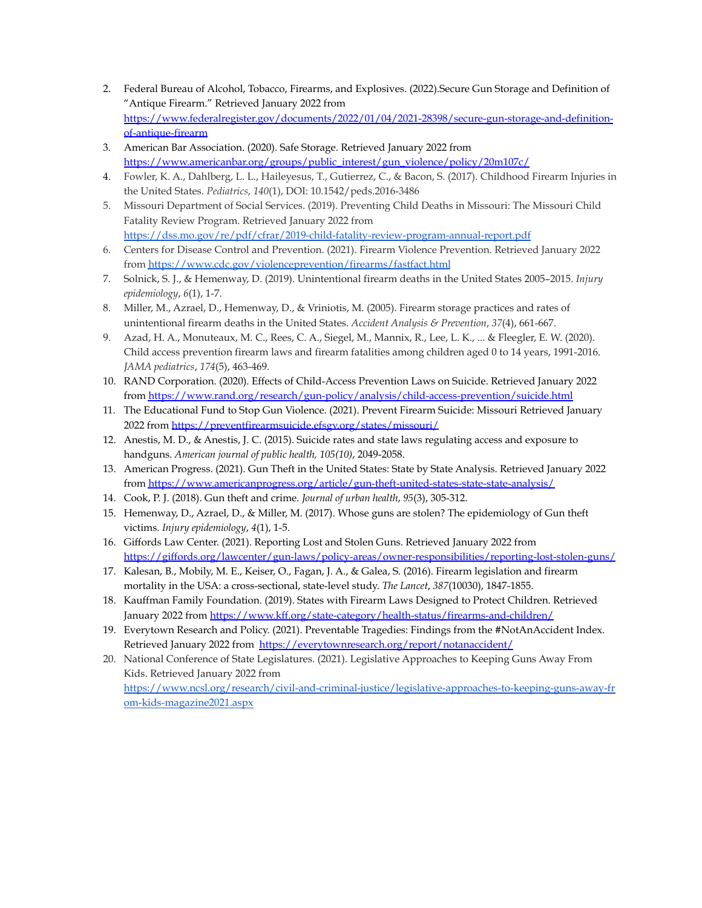2. Federal Bureau of Alcohol, Tobacco, Firearms, and Explosives. (2022).Secure Gun Storage and Definition of "Antique Firearm." Retrieved January 2022 from https://www.federalregister.gov/documents/2022/01/04/2021-28398/secure-gun-storage-and-definition-of-antique-firearm
3. American Bar Association. (2020). Safe Storage. Retrieved January 2022 from https://www.americanbar.org/groups/public_interest/gun_violence/policy/20m107c/
4. Fowler, K. A., Dahlberg, L. L., Haileyesus, T., Gutierrez, C., & Bacon, S. (2017). Childhood Firearm Injuries in the United States. *Pediatrics*, *140*(1), DOI: 10.1542/peds.2016-3486
5. Missouri Department of Social Services. (2019). Preventing Child Deaths in Missouri: The Missouri Child Fatality Review Program. Retrieved January 2022 from https://dss.mo.gov/re/pdf/cfrar/2019-child-fatality-review-program-annual-report.pdf
6. Centers for Disease Control and Prevention. (2021). Firearm Violence Prevention. Retrieved January 2022 from https://www.cdc.gov/violenceprevention/firearms/fastfact.html
7. Solnick, S. J., & Hemenway, D. (2019). Unintentional firearm deaths in the United States 2005–2015. *Injury epidemiology*, *6*(1), 1-7.
8. Miller, M., Azrael, D., Hemenway, D., & Vriniotis, M. (2005). Firearm storage practices and rates of unintentional firearm deaths in the United States. *Accident Analysis & Prevention*, *37*(4), 661-667.
9. Azad, H. A., Monuteaux, M. C., Rees, C. A., Siegel, M., Mannix, R., Lee, L. K., ... & Fleegler, E. W. (2020). Child access prevention firearm laws and firearm fatalities among children aged 0 to 14 years, 1991-2016. *JAMA pediatrics*, *174*(5), 463-469.
10. RAND Corporation. (2020). Effects of Child-Access Prevention Laws on Suicide. Retrieved January 2022 from https://www.rand.org/research/gun-policy/analysis/child-access-prevention/suicide.html
11. The Educational Fund to Stop Gun Violence. (2021). Prevent Firearm Suicide: Missouri Retrieved January 2022 from https://preventfirearmsuicide.efsgv.org/states/missouri/
12. Anestis, M. D., & Anestis, J. C. (2015). Suicide rates and state laws regulating access and exposure to handguns. *American journal of public health, 105(10)*, 2049-2058.
13. American Progress. (2021). Gun Theft in the United States: State by State Analysis. Retrieved January 2022 from https://www.americanprogress.org/article/gun-theft-united-states-state-state-analysis/
14. Cook, P. J. (2018). Gun theft and crime. *Journal of urban health*, *95*(3), 305-312.
15. Hemenway, D., Azrael, D., & Miller, M. (2017). Whose guns are stolen? The epidemiology of Gun theft victims. *Injury epidemiology*, *4*(1), 1-5.
16. Giffords Law Center. (2021). Reporting Lost and Stolen Guns. Retrieved January 2022 from https://giffords.org/lawcenter/gun-laws/policy-areas/owner-responsibilities/reporting-lost-stolen-guns/
17. Kalesan, B., Mobily, M. E., Keiser, O., Fagan, J. A., & Galea, S. (2016). Firearm legislation and firearm mortality in the USA: a cross-sectional, state-level study. *The Lancet*, *387*(10030), 1847-1855.
18. Kauffman Family Foundation. (2019). States with Firearm Laws Designed to Protect Children. Retrieved January 2022 from https://www.kff.org/state-category/health-status/firearms-and-children/
19. Everytown Research and Policy. (2021). Preventable Tragedies: Findings from the #NotAnAccident Index. Retrieved January 2022 from https://everytownresearch.org/report/notanaccident/
20. National Conference of State Legislatures. (2021). Legislative Approaches to Keeping Guns Away From Kids. Retrieved January 2022 from https://www.ncsl.org/research/civil-and-criminal-justice/legislative-approaches-to-keeping-guns-away-from-kids-magazine2021.aspx